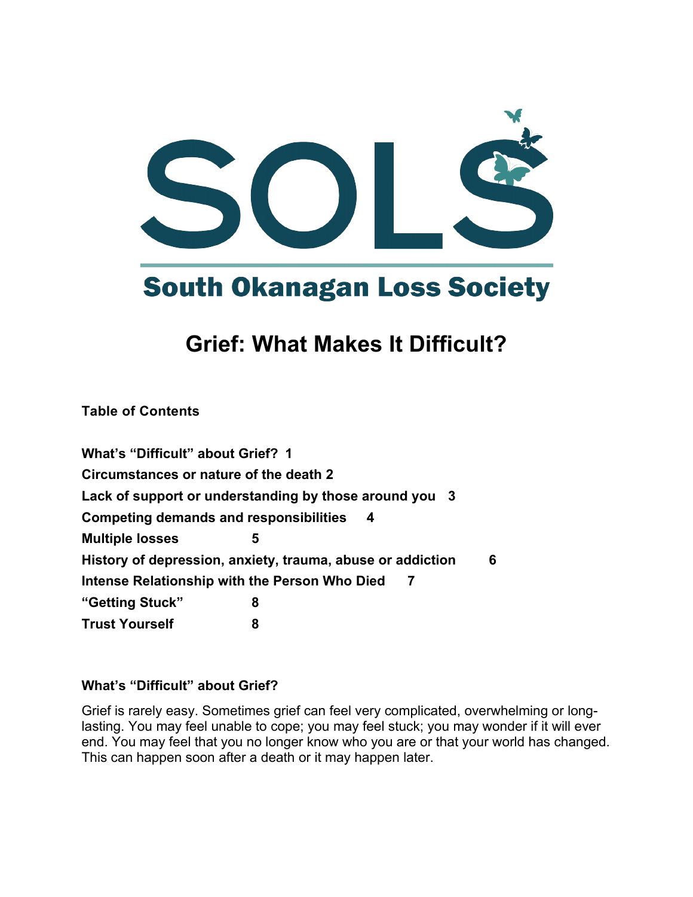SOLS

South Okanagan Loss Society

# Grief: What Makes It Difficult?

**Table of Contents**

| | |
|---|---|
| **What's "Difficult" about Grief?** | **1** |
| **Circumstances or nature of the death** | **2** |
| **Lack of support or understanding by those around you** | **3** |
| **Competing demands and responsibilities** | **4** |
| **Multiple losses** | **5** |
| **History of depression, anxiety, trauma, abuse or addiction** | **6** |
| **Intense Relationship with the Person Who Died** | **7** |
| **"Getting Stuck"** | **8** |
| **Trust Yourself** | **8** |

### What's "Difficult" about Grief?

Grief is rarely easy. Sometimes grief can feel very complicated, overwhelming or long-lasting. You may feel unable to cope; you may feel stuck; you may wonder if it will ever end. You may feel that you no longer know who you are or that your world has changed. This can happen soon after a death or it may happen later.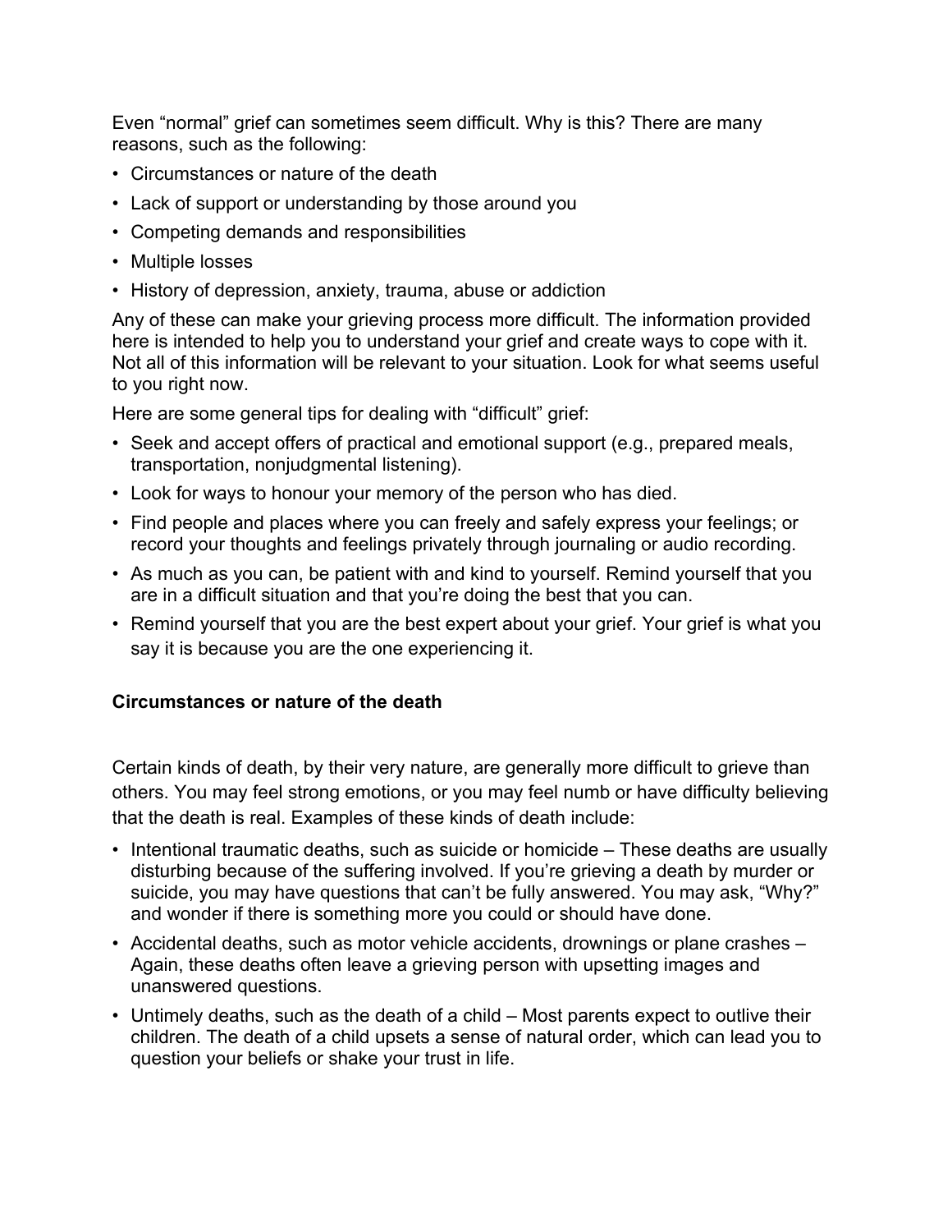Even “normal” grief can sometimes seem difficult. Why is this? There are many reasons, such as the following:

- Circumstances or nature of the death
- Lack of support or understanding by those around you
- Competing demands and responsibilities
- Multiple losses
- History of depression, anxiety, trauma, abuse or addiction

Any of these can make your grieving process more difficult. The information provided here is intended to help you to understand your grief and create ways to cope with it. Not all of this information will be relevant to your situation. Look for what seems useful to you right now.

Here are some general tips for dealing with “difficult” grief:

- Seek and accept offers of practical and emotional support (e.g., prepared meals, transportation, nonjudgmental listening).
- Look for ways to honour your memory of the person who has died.
- Find people and places where you can freely and safely express your feelings; or record your thoughts and feelings privately through journaling or audio recording.
- As much as you can, be patient with and kind to yourself. Remind yourself that you are in a difficult situation and that you’re doing the best that you can.
- Remind yourself that you are the best expert about your grief. Your grief is what you say it is because you are the one experiencing it.

**Circumstances or nature of the death**

Certain kinds of death, by their very nature, are generally more difficult to grieve than others. You may feel strong emotions, or you may feel numb or have difficulty believing that the death is real. Examples of these kinds of death include:

- Intentional traumatic deaths, such as suicide or homicide – These deaths are usually disturbing because of the suffering involved. If you’re grieving a death by murder or suicide, you may have questions that can’t be fully answered. You may ask, “Why?” and wonder if there is something more you could or should have done.
- Accidental deaths, such as motor vehicle accidents, drownings or plane crashes – Again, these deaths often leave a grieving person with upsetting images and unanswered questions.
- Untimely deaths, such as the death of a child – Most parents expect to outlive their children. The death of a child upsets a sense of natural order, which can lead you to question your beliefs or shake your trust in life.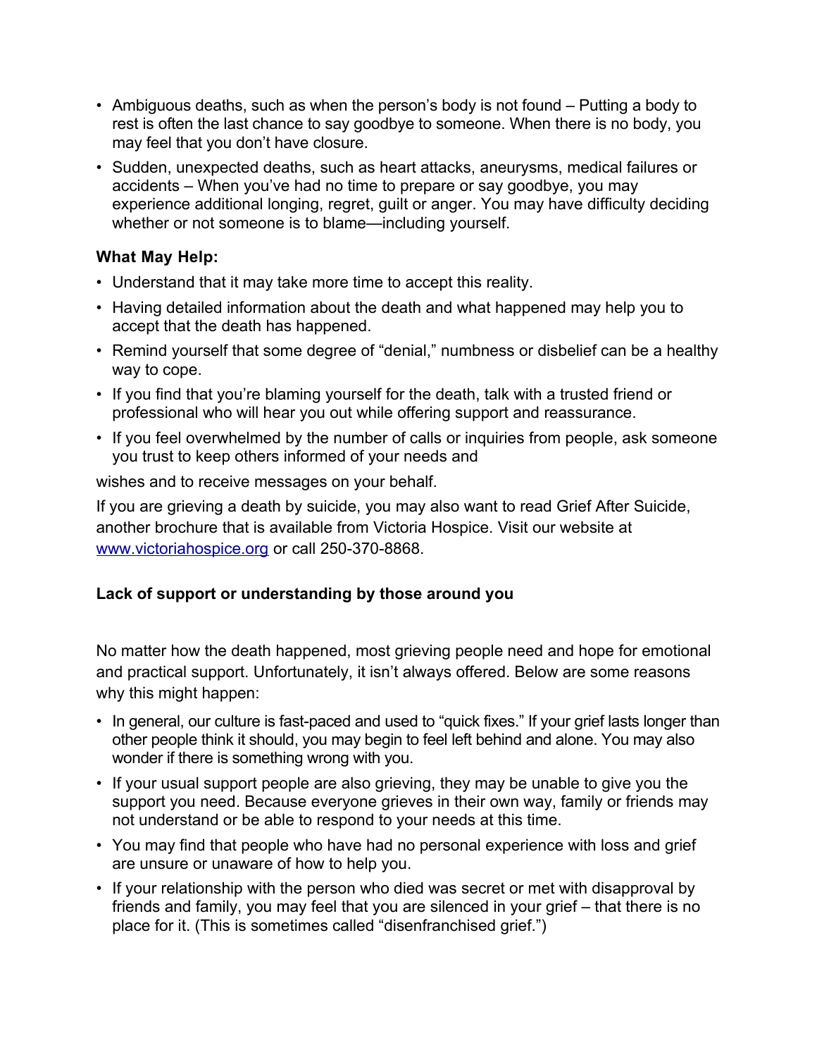- Ambiguous deaths, such as when the person's body is not found – Putting a body to rest is often the last chance to say goodbye to someone. When there is no body, you may feel that you don't have closure.
- Sudden, unexpected deaths, such as heart attacks, aneurysms, medical failures or accidents – When you've had no time to prepare or say goodbye, you may experience additional longing, regret, guilt or anger. You may have difficulty deciding whether or not someone is to blame—including yourself.

**What May Help:**

- Understand that it may take more time to accept this reality.
- Having detailed information about the death and what happened may help you to accept that the death has happened.
- Remind yourself that some degree of "denial," numbness or disbelief can be a healthy way to cope.
- If you find that you're blaming yourself for the death, talk with a trusted friend or professional who will hear you out while offering support and reassurance.
- If you feel overwhelmed by the number of calls or inquiries from people, ask someone you trust to keep others informed of your needs and

wishes and to receive messages on your behalf.

If you are grieving a death by suicide, you may also want to read Grief After Suicide, another brochure that is available from Victoria Hospice. Visit our website at [www.victoriahospice.org](http://www.victoriahospice.org) or call 250-370-8868.

### Lack of support or understanding by those around you

No matter how the death happened, most grieving people need and hope for emotional and practical support. Unfortunately, it isn't always offered. Below are some reasons why this might happen:

- In general, our culture is fast-paced and used to "quick fixes." If your grief lasts longer than other people think it should, you may begin to feel left behind and alone. You may also wonder if there is something wrong with you.
- If your usual support people are also grieving, they may be unable to give you the support you need. Because everyone grieves in their own way, family or friends may not understand or be able to respond to your needs at this time.
- You may find that people who have had no personal experience with loss and grief are unsure or unaware of how to help you.
- If your relationship with the person who died was secret or met with disapproval by friends and family, you may feel that you are silenced in your grief – that there is no place for it. (This is sometimes called "disenfranchised grief.")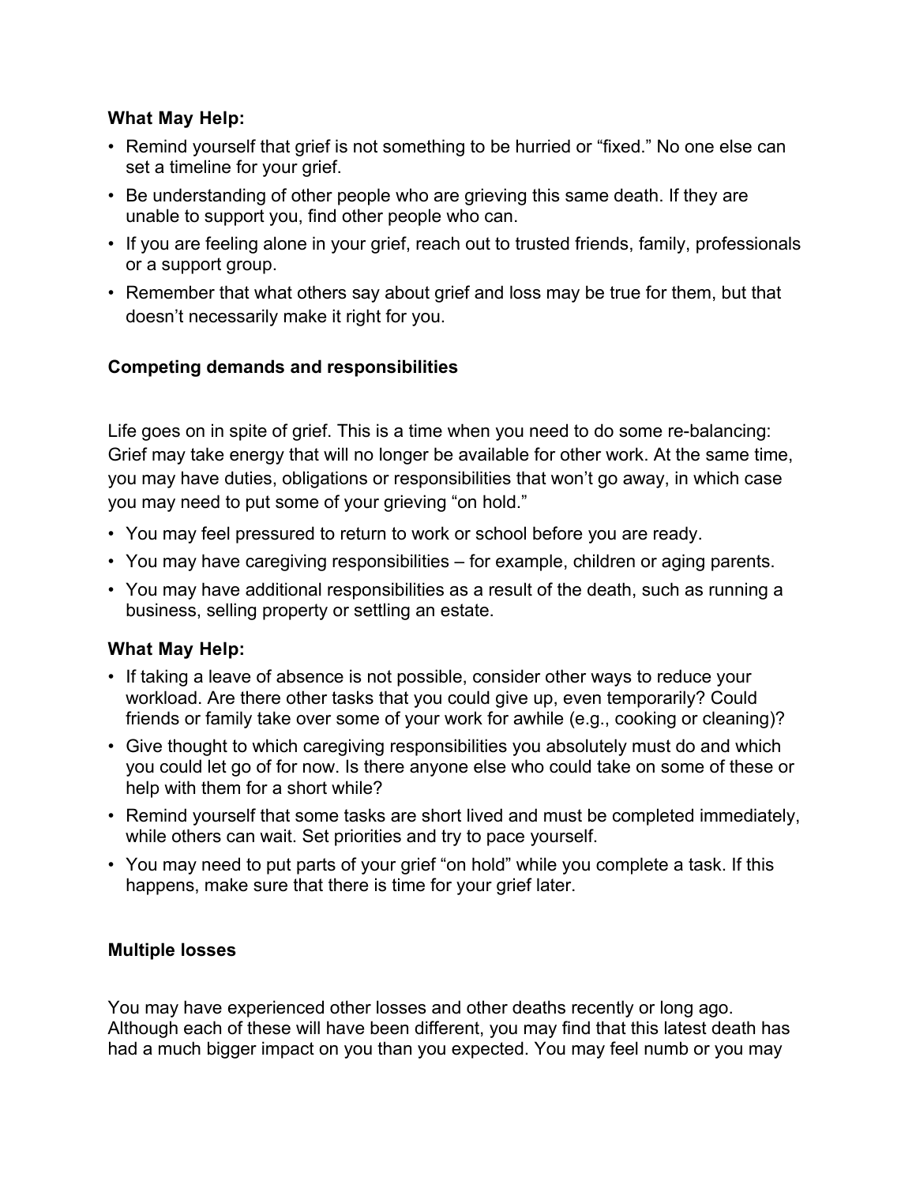**What May Help:**

- Remind yourself that grief is not something to be hurried or "fixed." No one else can set a timeline for your grief.
- Be understanding of other people who are grieving this same death. If they are unable to support you, find other people who can.
- If you are feeling alone in your grief, reach out to trusted friends, family, professionals or a support group.
- Remember that what others say about grief and loss may be true for them, but that doesn't necessarily make it right for you.

**Competing demands and responsibilities**

Life goes on in spite of grief. This is a time when you need to do some re-balancing: Grief may take energy that will no longer be available for other work. At the same time, you may have duties, obligations or responsibilities that won't go away, in which case you may need to put some of your grieving "on hold."

- You may feel pressured to return to work or school before you are ready.
- You may have caregiving responsibilities – for example, children or aging parents.
- You may have additional responsibilities as a result of the death, such as running a business, selling property or settling an estate.

**What May Help:**

- If taking a leave of absence is not possible, consider other ways to reduce your workload. Are there other tasks that you could give up, even temporarily? Could friends or family take over some of your work for awhile (e.g., cooking or cleaning)?
- Give thought to which caregiving responsibilities you absolutely must do and which you could let go of for now. Is there anyone else who could take on some of these or help with them for a short while?
- Remind yourself that some tasks are short lived and must be completed immediately, while others can wait. Set priorities and try to pace yourself.
- You may need to put parts of your grief "on hold" while you complete a task. If this happens, make sure that there is time for your grief later.

**Multiple losses**

You may have experienced other losses and other deaths recently or long ago. Although each of these will have been different, you may find that this latest death has had a much bigger impact on you than you expected. You may feel numb or you may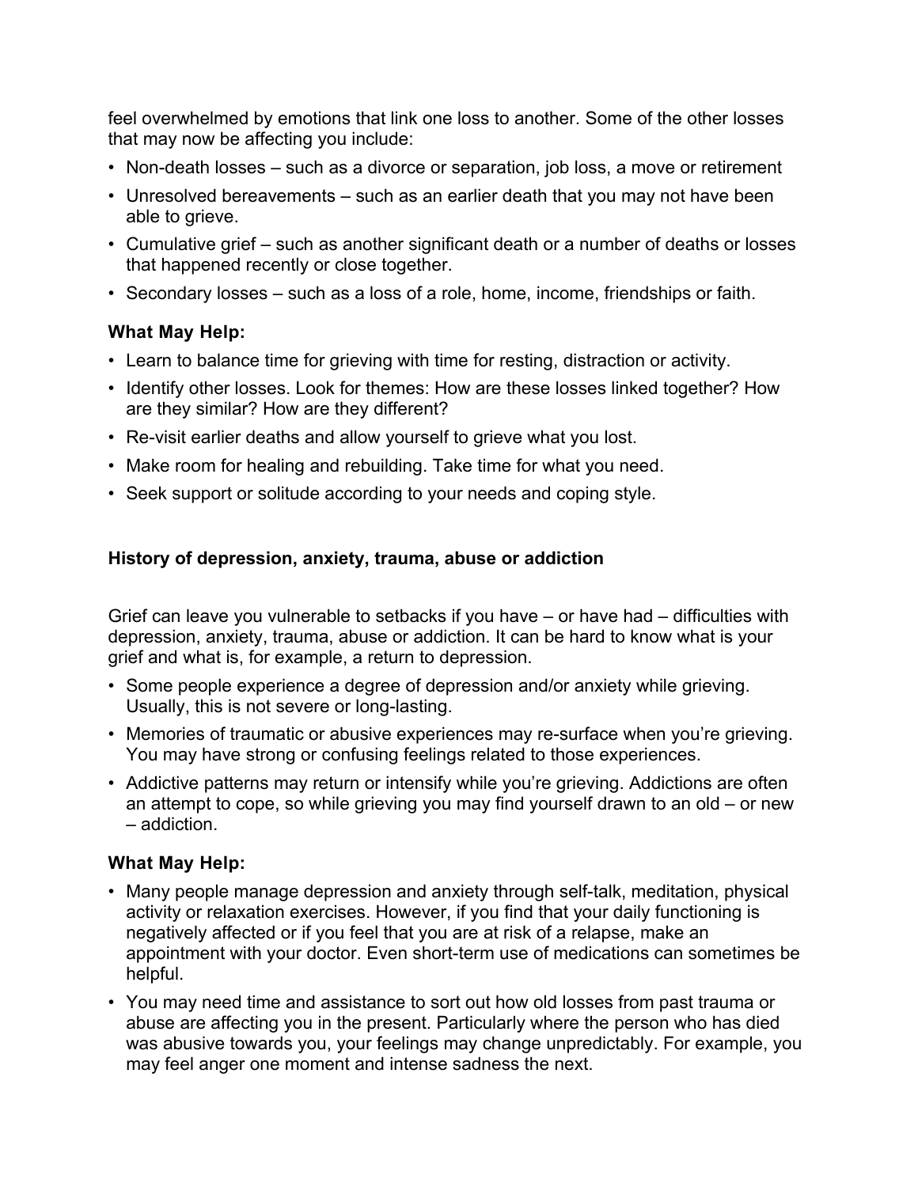feel overwhelmed by emotions that link one loss to another. Some of the other losses that may now be affecting you include:

- Non-death losses – such as a divorce or separation, job loss, a move or retirement
- Unresolved bereavements – such as an earlier death that you may not have been able to grieve.
- Cumulative grief – such as another significant death or a number of deaths or losses that happened recently or close together.
- Secondary losses – such as a loss of a role, home, income, friendships or faith.

**What May Help:**

- Learn to balance time for grieving with time for resting, distraction or activity.
- Identify other losses. Look for themes: How are these losses linked together? How are they similar? How are they different?
- Re-visit earlier deaths and allow yourself to grieve what you lost.
- Make room for healing and rebuilding. Take time for what you need.
- Seek support or solitude according to your needs and coping style.

### History of depression, anxiety, trauma, abuse or addiction

Grief can leave you vulnerable to setbacks if you have – or have had – difficulties with depression, anxiety, trauma, abuse or addiction. It can be hard to know what is your grief and what is, for example, a return to depression.

- Some people experience a degree of depression and/or anxiety while grieving. Usually, this is not severe or long-lasting.
- Memories of traumatic or abusive experiences may re-surface when you're grieving. You may have strong or confusing feelings related to those experiences.
- Addictive patterns may return or intensify while you're grieving. Addictions are often an attempt to cope, so while grieving you may find yourself drawn to an old – or new – addiction.

**What May Help:**

- Many people manage depression and anxiety through self-talk, meditation, physical activity or relaxation exercises. However, if you find that your daily functioning is negatively affected or if you feel that you are at risk of a relapse, make an appointment with your doctor. Even short-term use of medications can sometimes be helpful.
- You may need time and assistance to sort out how old losses from past trauma or abuse are affecting you in the present. Particularly where the person who has died was abusive towards you, your feelings may change unpredictably. For example, you may feel anger one moment and intense sadness the next.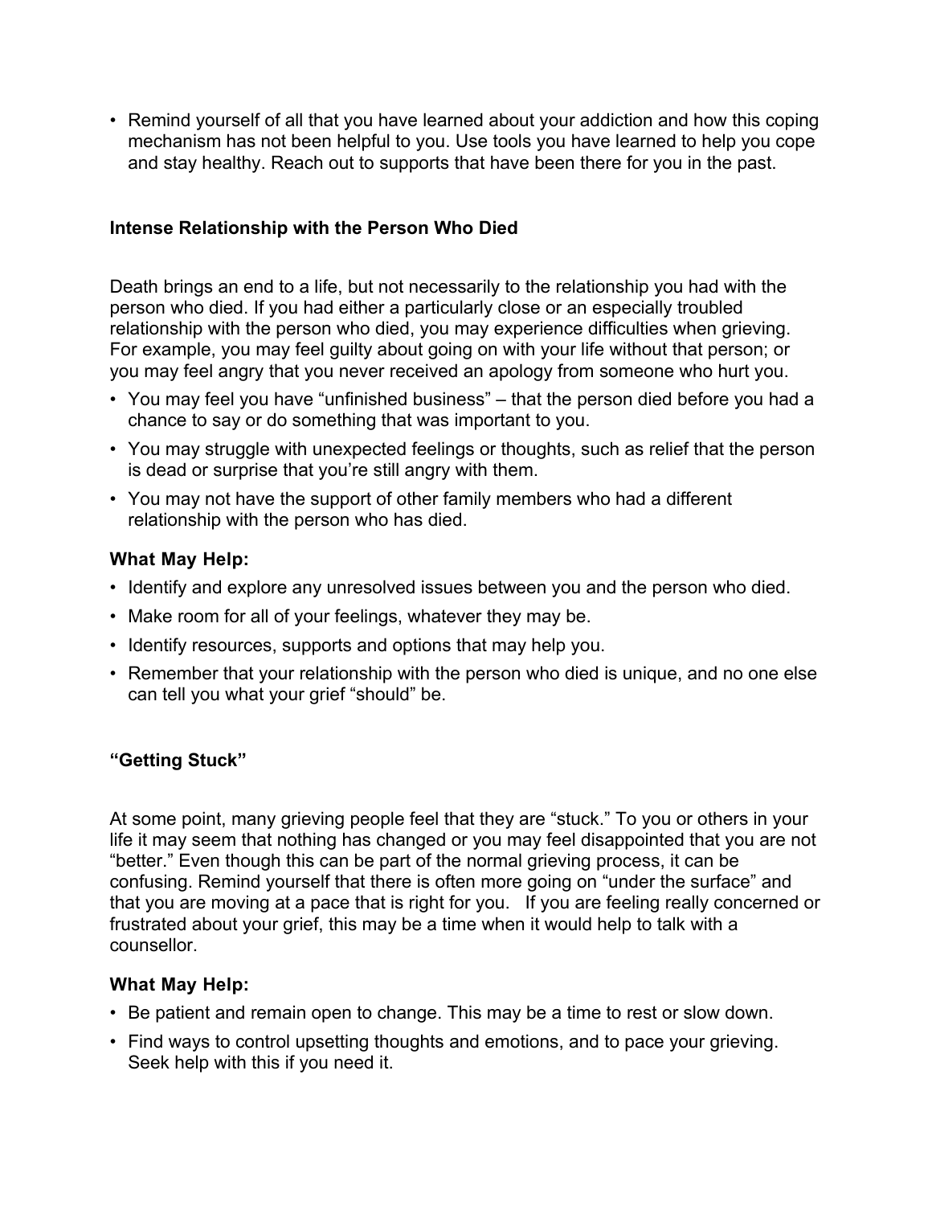- Remind yourself of all that you have learned about your addiction and how this coping mechanism has not been helpful to you. Use tools you have learned to help you cope and stay healthy. Reach out to supports that have been there for you in the past.

### Intense Relationship with the Person Who Died

Death brings an end to a life, but not necessarily to the relationship you had with the person who died. If you had either a particularly close or an especially troubled relationship with the person who died, you may experience difficulties when grieving. For example, you may feel guilty about going on with your life without that person; or you may feel angry that you never received an apology from someone who hurt you.

- You may feel you have “unfinished business” – that the person died before you had a chance to say or do something that was important to you.
- You may struggle with unexpected feelings or thoughts, such as relief that the person is dead or surprise that you’re still angry with them.
- You may not have the support of other family members who had a different relationship with the person who has died.

**What May Help:**

- Identify and explore any unresolved issues between you and the person who died.
- Make room for all of your feelings, whatever they may be.
- Identify resources, supports and options that may help you.
- Remember that your relationship with the person who died is unique, and no one else can tell you what your grief “should” be.

### “Getting Stuck”

At some point, many grieving people feel that they are “stuck.” To you or others in your life it may seem that nothing has changed or you may feel disappointed that you are not “better.” Even though this can be part of the normal grieving process, it can be confusing. Remind yourself that there is often more going on “under the surface” and that you are moving at a pace that is right for you. If you are feeling really concerned or frustrated about your grief, this may be a time when it would help to talk with a counsellor.

**What May Help:**

- Be patient and remain open to change. This may be a time to rest or slow down.
- Find ways to control upsetting thoughts and emotions, and to pace your grieving. Seek help with this if you need it.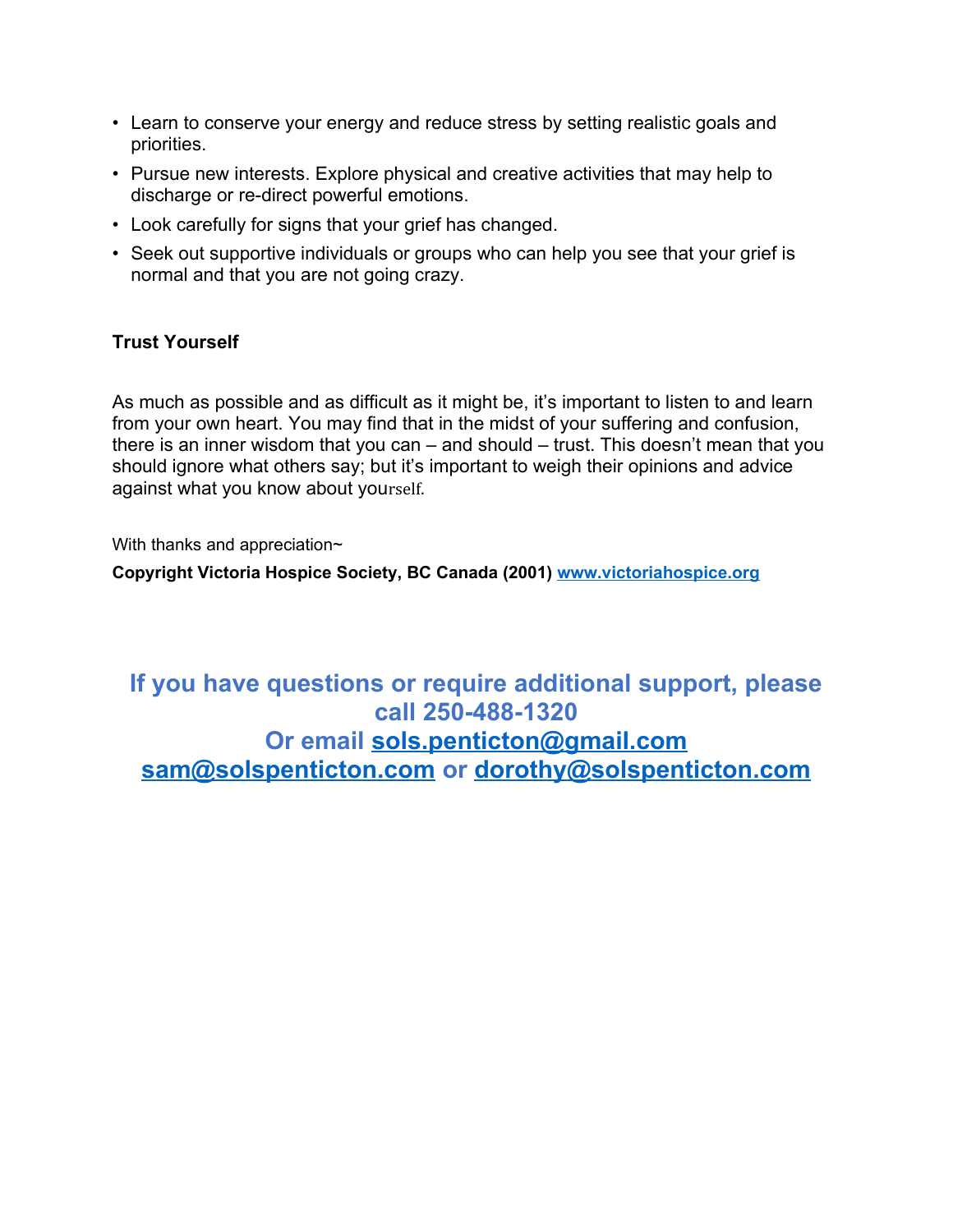- Learn to conserve your energy and reduce stress by setting realistic goals and priorities.
- Pursue new interests. Explore physical and creative activities that may help to discharge or re-direct powerful emotions.
- Look carefully for signs that your grief has changed.
- Seek out supportive individuals or groups who can help you see that your grief is normal and that you are not going crazy.

**Trust Yourself**

As much as possible and as difficult as it might be, it's important to listen to and learn from your own heart. You may find that in the midst of your suffering and confusion, there is an inner wisdom that you can – and should – trust. This doesn't mean that you should ignore what others say; but it's important to weigh their opinions and advice against what you know about yourself.

With thanks and appreciation~

**Copyright Victoria Hospice Society, BC Canada (2001) www.victoriahospice.org**

## If you have questions or require additional support, please call 250-488-1320
## Or email sols.penticton@gmail.com sam@solspenticton.com or dorothy@solspenticton.com